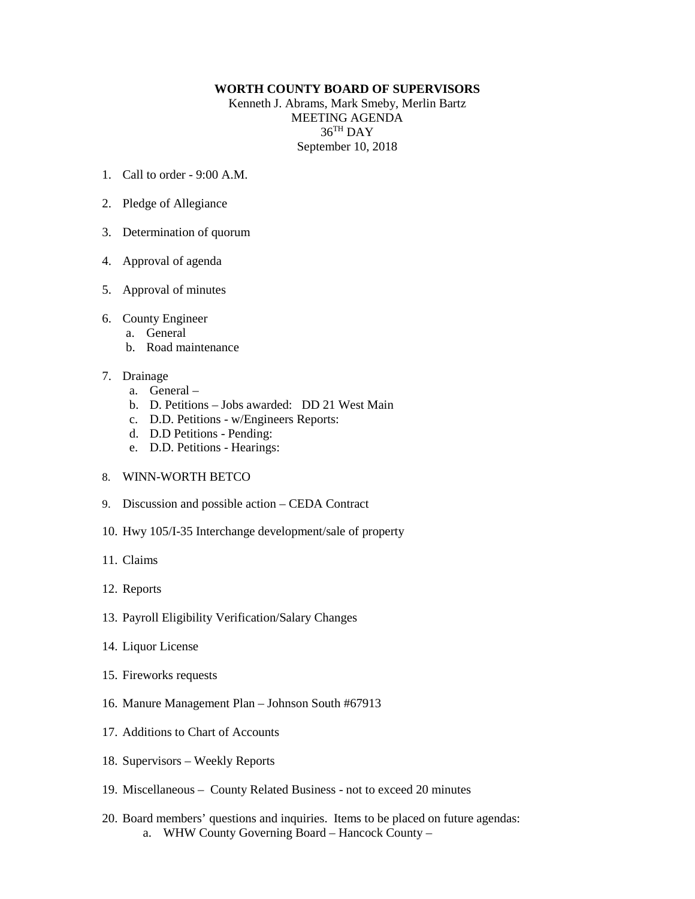**WORTH COUNTY BOARD OF SUPERVISORS**

Kenneth J. Abrams, Mark Smeby, Merlin Bartz

MEETING AGENDA

36TH DAY

September 10, 2018

1. Call to order - 9:00 A.M.

2. Pledge of Allegiance

3. Determination of quorum

4. Approval of agenda

5. Approval of minutes

6. County Engineer
   a. General
   b. Road maintenance

7. Drainage
   a. General –
   b. D. Petitions – Jobs awarded: DD 21 West Main
   c. D.D. Petitions - w/Engineers Reports:
   d. D.D Petitions - Pending:
   e. D.D. Petitions - Hearings:

8. WINN-WORTH BETCO

9. Discussion and possible action – CEDA Contract

10. Hwy 105/I-35 Interchange development/sale of property

11. Claims

12. Reports

13. Payroll Eligibility Verification/Salary Changes

14. Liquor License

15. Fireworks requests

16. Manure Management Plan – Johnson South #67913

17. Additions to Chart of Accounts

18. Supervisors – Weekly Reports

19. Miscellaneous – County Related Business - not to exceed 20 minutes

20. Board members' questions and inquiries. Items to be placed on future agendas:
    a. WHW County Governing Board – Hancock County –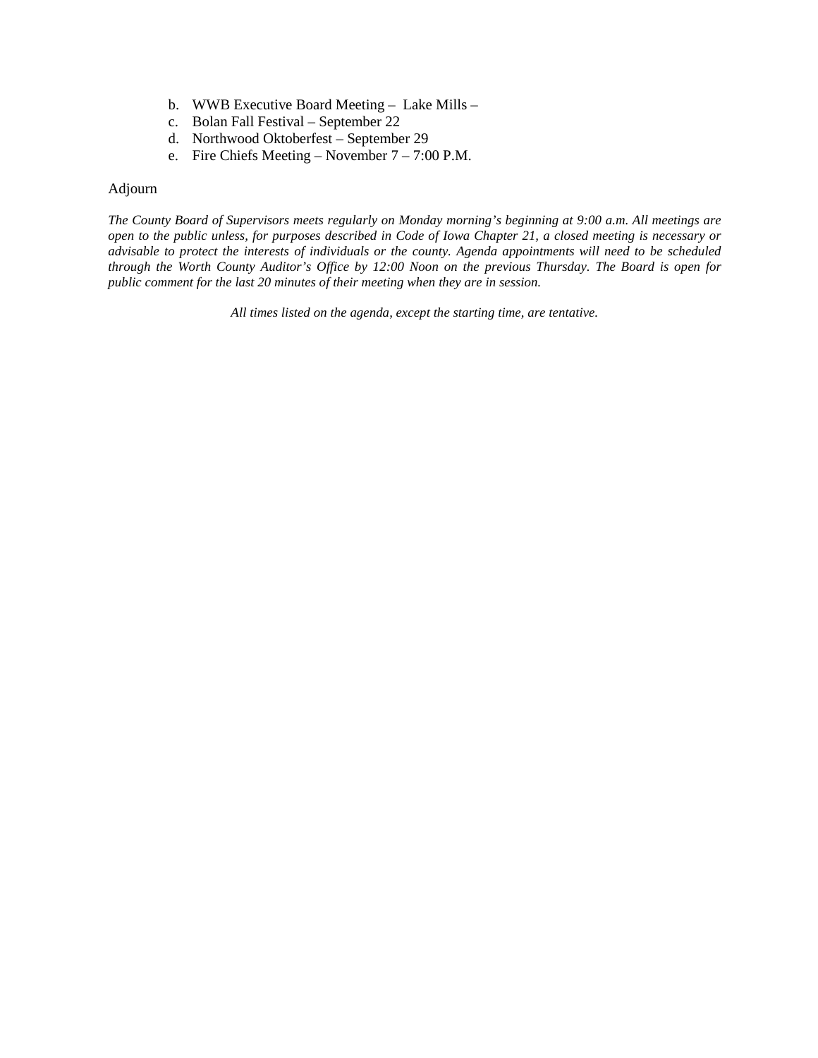b. WWB Executive Board Meeting – Lake Mills –
c. Bolan Fall Festival – September 22
d. Northwood Oktoberfest – September 29
e. Fire Chiefs Meeting – November 7 – 7:00 P.M.

Adjourn

*The County Board of Supervisors meets regularly on Monday morning's beginning at 9:00 a.m. All meetings are open to the public unless, for purposes described in Code of Iowa Chapter 21, a closed meeting is necessary or advisable to protect the interests of individuals or the county. Agenda appointments will need to be scheduled through the Worth County Auditor's Office by 12:00 Noon on the previous Thursday. The Board is open for public comment for the last 20 minutes of their meeting when they are in session.*

*All times listed on the agenda, except the starting time, are tentative.*